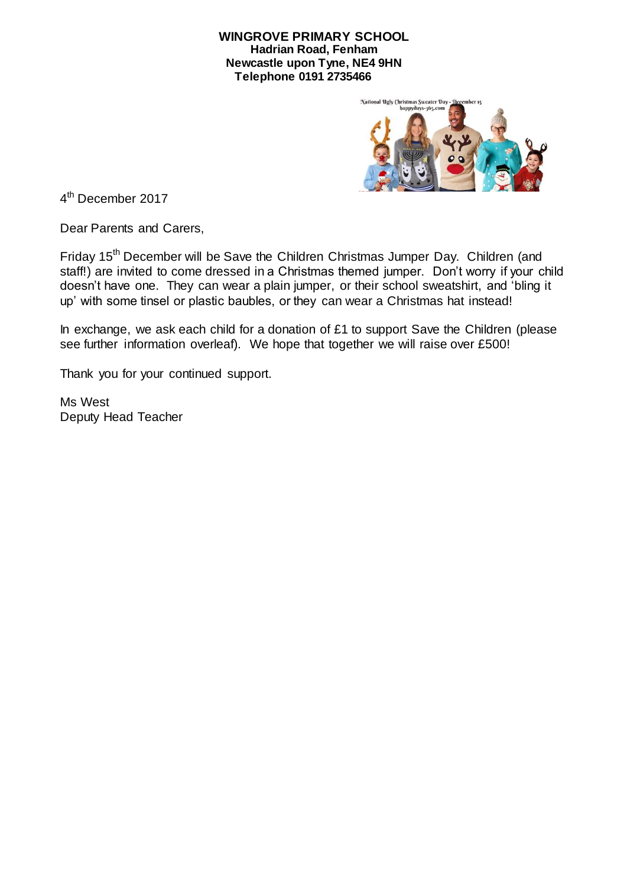**WINGROVE PRIMARY SCHOOL**
**Hadrian Road, Fenham**
**Newcastle upon Tyne, NE4 9HN**
**Telephone 0191 2735466**

4th December 2017

Dear Parents and Carers,

Friday 15th December will be Save the Children Christmas Jumper Day. Children (and staff!) are invited to come dressed in a Christmas themed jumper. Don't worry if your child doesn't have one. They can wear a plain jumper, or their school sweatshirt, and 'bling it up' with some tinsel or plastic baubles, or they can wear a Christmas hat instead!

In exchange, we ask each child for a donation of £1 to support Save the Children (please see further information overleaf). We hope that together we will raise over £500!

Thank you for your continued support.

Ms West
Deputy Head Teacher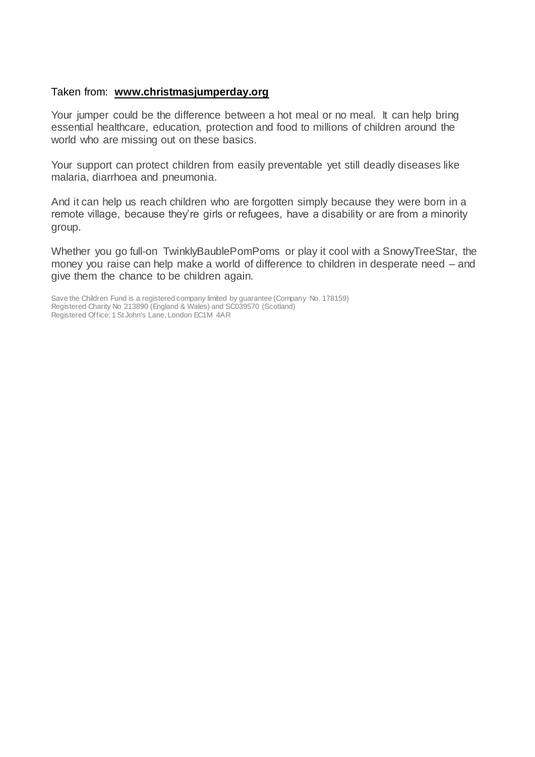Taken from: **www.christmasjumperday.org**

Your jumper could be the difference between a hot meal or no meal. It can help bring essential healthcare, education, protection and food to millions of children around the world who are missing out on these basics.

Your support can protect children from easily preventable yet still deadly diseases like malaria, diarrhoea and pneumonia.

And it can help us reach children who are forgotten simply because they were born in a remote village, because they're girls or refugees, have a disability or are from a minority group.

Whether you go full-on TwinklyBaublePomPoms or play it cool with a SnowyTreeStar, the money you raise can help make a world of difference to children in desperate need – and give them the chance to be children again.

Save the Children Fund is a registered company limited by guarantee (Company No. 178159)
Registered Charity No 213890 (England & Wales) and SC039570 (Scotland)
Registered Office: 1 St John's Lane, London EC1M 4AR